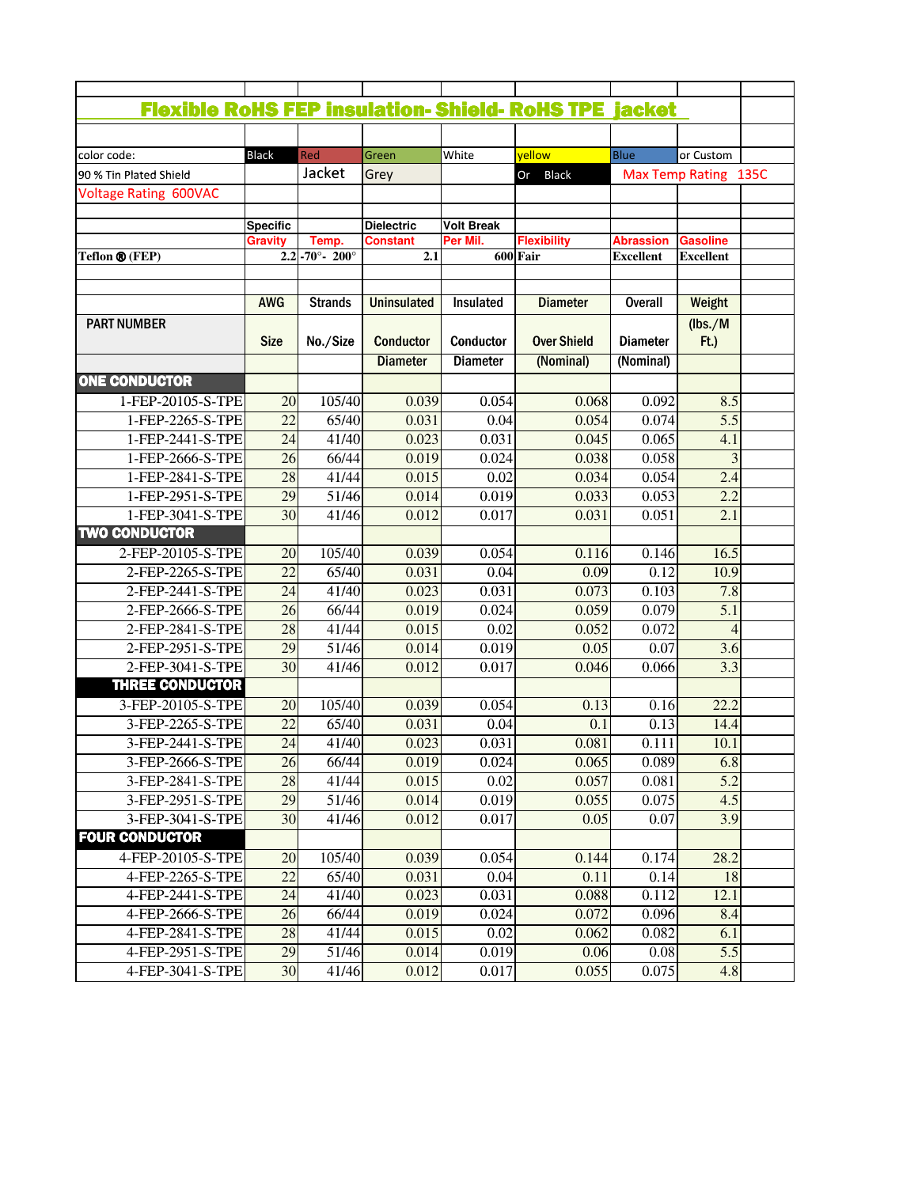# Flexible RoHS FEP insulation- Shield- RoHS TPE jacket

| color code: | Black | Red | Green | White | yellow | Blue | or Custom |
|---|---|---|---|---|---|---|---|
| 90 % Tin Plated Shield | | Jacket | Grey | | Or Black | Max Temp Rating 135C | |
| Voltage Rating 600VAC | | | | | | | |

| | Specific Gravity | Temp. | Dielectric Constant | Volt Break Per Mil. | Flexibility | Abrassion | Gasoline |
|---|---|---|---|---|---|---|---|
| Teflon ® (FEP) | 2.2 | -70° - 200° | 2.1 | 600 | Fair | Excellent | Excellent |

| PART NUMBER | AWG Size | Strands No./Size | Uninsulated Conductor Diameter | Insulated Conductor Diameter | Diameter Over Shield (Nominal) | Overall Diameter (Nominal) | Weight (lbs./M Ft.) |
|---|---|---|---|---|---|---|---|
| **ONE CONDUCTOR** | | | | | | | |
| 1-FEP-20105-S-TPE | 20 | 105/40 | 0.039 | 0.054 | 0.068 | 0.092 | 8.5 |
| 1-FEP-2265-S-TPE | 22 | 65/40 | 0.031 | 0.04 | 0.054 | 0.074 | 5.5 |
| 1-FEP-2441-S-TPE | 24 | 41/40 | 0.023 | 0.031 | 0.045 | 0.065 | 4.1 |
| 1-FEP-2666-S-TPE | 26 | 66/44 | 0.019 | 0.024 | 0.038 | 0.058 | 3 |
| 1-FEP-2841-S-TPE | 28 | 41/44 | 0.015 | 0.02 | 0.034 | 0.054 | 2.4 |
| 1-FEP-2951-S-TPE | 29 | 51/46 | 0.014 | 0.019 | 0.033 | 0.053 | 2.2 |
| 1-FEP-3041-S-TPE | 30 | 41/46 | 0.012 | 0.017 | 0.031 | 0.051 | 2.1 |
| **TWO CONDUCTOR** | | | | | | | |
| 2-FEP-20105-S-TPE | 20 | 105/40 | 0.039 | 0.054 | 0.116 | 0.146 | 16.5 |
| 2-FEP-2265-S-TPE | 22 | 65/40 | 0.031 | 0.04 | 0.09 | 0.12 | 10.9 |
| 2-FEP-2441-S-TPE | 24 | 41/40 | 0.023 | 0.031 | 0.073 | 0.103 | 7.8 |
| 2-FEP-2666-S-TPE | 26 | 66/44 | 0.019 | 0.024 | 0.059 | 0.079 | 5.1 |
| 2-FEP-2841-S-TPE | 28 | 41/44 | 0.015 | 0.02 | 0.052 | 0.072 | 4 |
| 2-FEP-2951-S-TPE | 29 | 51/46 | 0.014 | 0.019 | 0.05 | 0.07 | 3.6 |
| 2-FEP-3041-S-TPE | 30 | 41/46 | 0.012 | 0.017 | 0.046 | 0.066 | 3.3 |
| **THREE CONDUCTOR** | | | | | | | |
| 3-FEP-20105-S-TPE | 20 | 105/40 | 0.039 | 0.054 | 0.13 | 0.16 | 22.2 |
| 3-FEP-2265-S-TPE | 22 | 65/40 | 0.031 | 0.04 | 0.1 | 0.13 | 14.4 |
| 3-FEP-2441-S-TPE | 24 | 41/40 | 0.023 | 0.031 | 0.081 | 0.111 | 10.1 |
| 3-FEP-2666-S-TPE | 26 | 66/44 | 0.019 | 0.024 | 0.065 | 0.089 | 6.8 |
| 3-FEP-2841-S-TPE | 28 | 41/44 | 0.015 | 0.02 | 0.057 | 0.081 | 5.2 |
| 3-FEP-2951-S-TPE | 29 | 51/46 | 0.014 | 0.019 | 0.055 | 0.075 | 4.5 |
| 3-FEP-3041-S-TPE | 30 | 41/46 | 0.012 | 0.017 | 0.05 | 0.07 | 3.9 |
| **FOUR CONDUCTOR** | | | | | | | |
| 4-FEP-20105-S-TPE | 20 | 105/40 | 0.039 | 0.054 | 0.144 | 0.174 | 28.2 |
| 4-FEP-2265-S-TPE | 22 | 65/40 | 0.031 | 0.04 | 0.11 | 0.14 | 18 |
| 4-FEP-2441-S-TPE | 24 | 41/40 | 0.023 | 0.031 | 0.088 | 0.112 | 12.1 |
| 4-FEP-2666-S-TPE | 26 | 66/44 | 0.019 | 0.024 | 0.072 | 0.096 | 8.4 |
| 4-FEP-2841-S-TPE | 28 | 41/44 | 0.015 | 0.02 | 0.062 | 0.082 | 6.1 |
| 4-FEP-2951-S-TPE | 29 | 51/46 | 0.014 | 0.019 | 0.06 | 0.08 | 5.5 |
| 4-FEP-3041-S-TPE | 30 | 41/46 | 0.012 | 0.017 | 0.055 | 0.075 | 4.8 |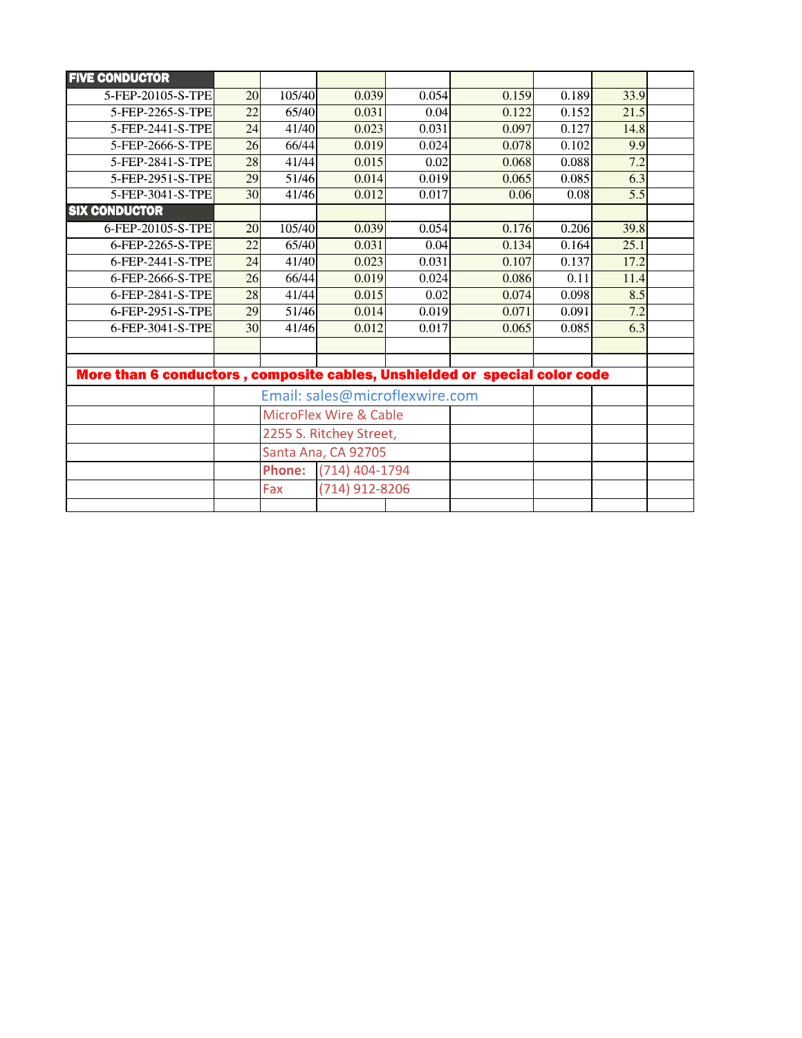| | | | | | | | | |
|---|---|---|---|---|---|---|---|---|
| **FIVE CONDUCTOR** | | | | | | | | |
| 5-FEP-20105-S-TPE | 20 | 105/40 | 0.039 | 0.054 | 0.159 | 0.189 | 33.9 | |
| 5-FEP-2265-S-TPE | 22 | 65/40 | 0.031 | 0.04 | 0.122 | 0.152 | 21.5 | |
| 5-FEP-2441-S-TPE | 24 | 41/40 | 0.023 | 0.031 | 0.097 | 0.127 | 14.8 | |
| 5-FEP-2666-S-TPE | 26 | 66/44 | 0.019 | 0.024 | 0.078 | 0.102 | 9.9 | |
| 5-FEP-2841-S-TPE | 28 | 41/44 | 0.015 | 0.02 | 0.068 | 0.088 | 7.2 | |
| 5-FEP-2951-S-TPE | 29 | 51/46 | 0.014 | 0.019 | 0.065 | 0.085 | 6.3 | |
| 5-FEP-3041-S-TPE | 30 | 41/46 | 0.012 | 0.017 | 0.06 | 0.08 | 5.5 | |
| **SIX CONDUCTOR** | | | | | | | | |
| 6-FEP-20105-S-TPE | 20 | 105/40 | 0.039 | 0.054 | 0.176 | 0.206 | 39.8 | |
| 6-FEP-2265-S-TPE | 22 | 65/40 | 0.031 | 0.04 | 0.134 | 0.164 | 25.1 | |
| 6-FEP-2441-S-TPE | 24 | 41/40 | 0.023 | 0.031 | 0.107 | 0.137 | 17.2 | |
| 6-FEP-2666-S-TPE | 26 | 66/44 | 0.019 | 0.024 | 0.086 | 0.11 | 11.4 | |
| 6-FEP-2841-S-TPE | 28 | 41/44 | 0.015 | 0.02 | 0.074 | 0.098 | 8.5 | |
| 6-FEP-2951-S-TPE | 29 | 51/46 | 0.014 | 0.019 | 0.071 | 0.091 | 7.2 | |
| 6-FEP-3041-S-TPE | 30 | 41/46 | 0.012 | 0.017 | 0.065 | 0.085 | 6.3 | |

**More than 6 conductors , composite cables, Unshielded or special color code**

Email: sales@microflexwire.com

MicroFlex Wire & Cable
2255 S. Ritchey Street,
Santa Ana, CA 92705

**Phone:** (714) 404-1794
Fax (714) 912-8206